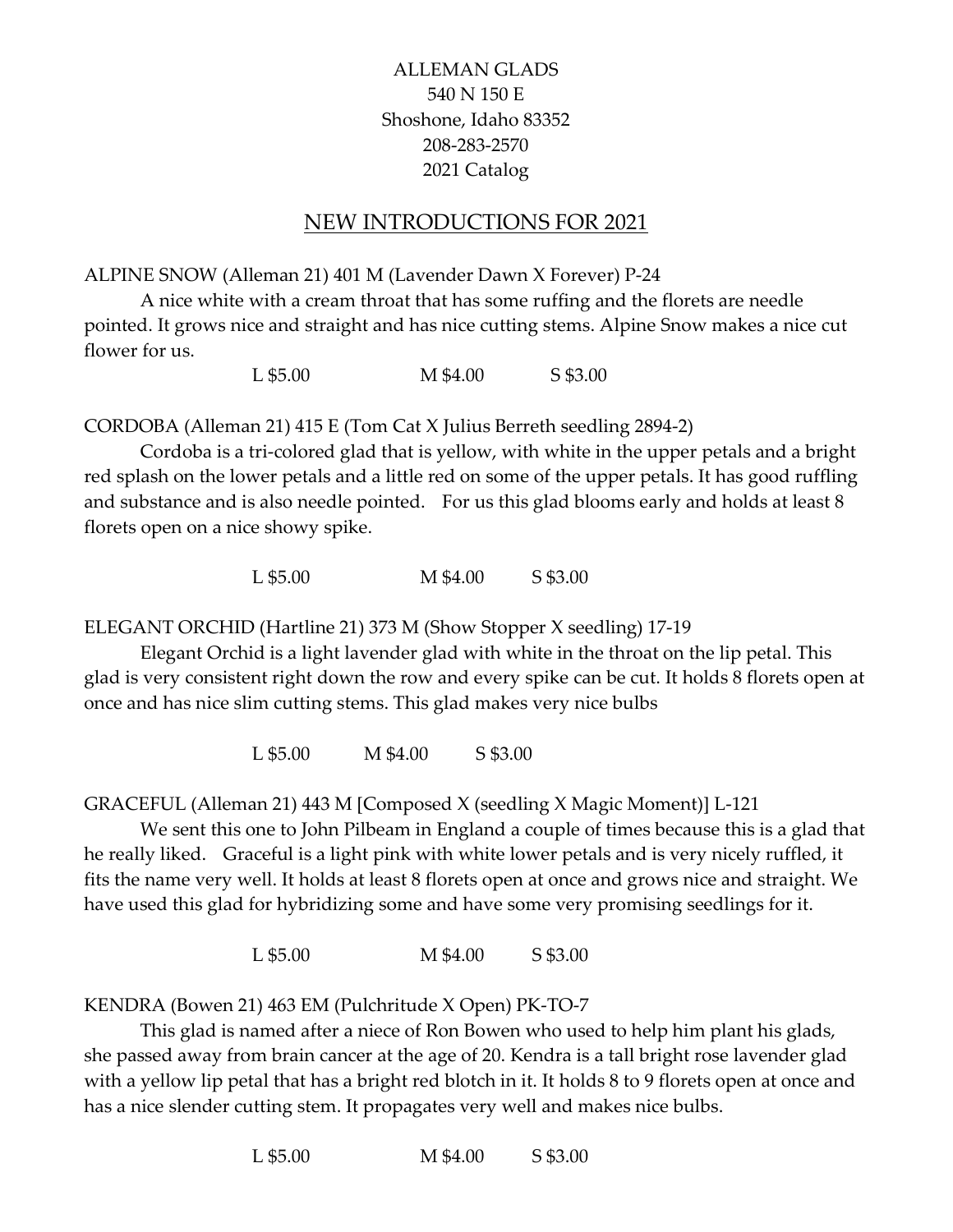ALLEMAN GLADS
540 N 150 E
Shoshone, Idaho 83352
208-283-2570
2021 Catalog

## NEW INTRODUCTIONS FOR 2021

ALPINE SNOW (Alleman 21) 401 M (Lavender Dawn X Forever) P-24

A nice white with a cream throat that has some ruffing and the florets are needle pointed. It grows nice and straight and has nice cutting stems. Alpine Snow makes a nice cut flower for us.

L $5.00 M $4.00 S $3.00

CORDOBA (Alleman 21) 415 E (Tom Cat X Julius Berreth seedling 2894-2)

Cordoba is a tri-colored glad that is yellow, with white in the upper petals and a bright red splash on the lower petals and a little red on some of the upper petals. It has good ruffling and substance and is also needle pointed. For us this glad blooms early and holds at least 8 florets open on a nice showy spike.

L $5.00 M $4.00 S $3.00

ELEGANT ORCHID (Hartline 21) 373 M (Show Stopper X seedling) 17-19

Elegant Orchid is a light lavender glad with white in the throat on the lip petal. This glad is very consistent right down the row and every spike can be cut. It holds 8 florets open at once and has nice slim cutting stems. This glad makes very nice bulbs

L $5.00 M $4.00 S $3.00

GRACEFUL (Alleman 21) 443 M [Composed X (seedling X Magic Moment)] L-121

We sent this one to John Pilbeam in England a couple of times because this is a glad that he really liked. Graceful is a light pink with white lower petals and is very nicely ruffled, it fits the name very well. It holds at least 8 florets open at once and grows nice and straight. We have used this glad for hybridizing some and have some very promising seedlings for it.

L $5.00 M $4.00 S $3.00

KENDRA (Bowen 21) 463 EM (Pulchritude X Open) PK-TO-7

This glad is named after a niece of Ron Bowen who used to help him plant his glads, she passed away from brain cancer at the age of 20. Kendra is a tall bright rose lavender glad with a yellow lip petal that has a bright red blotch in it. It holds 8 to 9 florets open at once and has a nice slender cutting stem. It propagates very well and makes nice bulbs.

L $5.00 M $4.00 S $3.00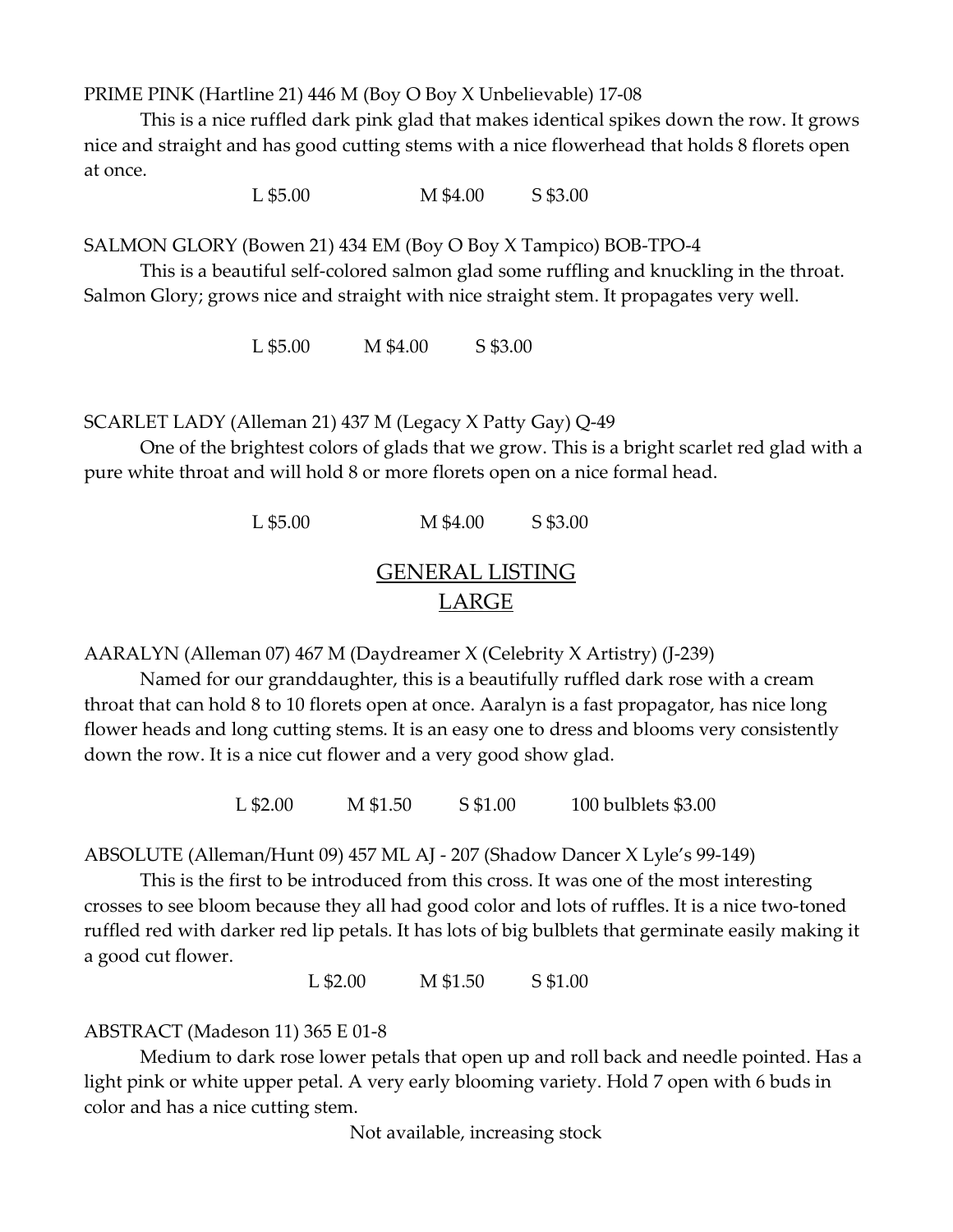PRIME PINK (Hartline 21) 446 M (Boy O Boy X Unbelievable) 17-08

This is a nice ruffled dark pink glad that makes identical spikes down the row. It grows nice and straight and has good cutting stems with a nice flowerhead that holds 8 florets open at once.

L $5.00 M $4.00 S $3.00

SALMON GLORY (Bowen 21) 434 EM (Boy O Boy X Tampico) BOB-TPO-4

This is a beautiful self-colored salmon glad some ruffling and knuckling in the throat. Salmon Glory; grows nice and straight with nice straight stem. It propagates very well.

L $5.00 M $4.00 S $3.00

SCARLET LADY (Alleman 21) 437 M (Legacy X Patty Gay) Q-49

One of the brightest colors of glads that we grow. This is a bright scarlet red glad with a pure white throat and will hold 8 or more florets open on a nice formal head.

L $5.00 M $4.00 S $3.00

## GENERAL LISTING
## LARGE

AARALYN (Alleman 07) 467 M (Daydreamer X (Celebrity X Artistry) (J-239)

Named for our granddaughter, this is a beautifully ruffled dark rose with a cream throat that can hold 8 to 10 florets open at once. Aaralyn is a fast propagator, has nice long flower heads and long cutting stems. It is an easy one to dress and blooms very consistently down the row. It is a nice cut flower and a very good show glad.

L $2.00 M $1.50 S $1.00 100 bulblets $3.00

ABSOLUTE (Alleman/Hunt 09) 457 ML AJ - 207 (Shadow Dancer X Lyle's 99-149)

This is the first to be introduced from this cross. It was one of the most interesting crosses to see bloom because they all had good color and lots of ruffles. It is a nice two-toned ruffled red with darker red lip petals. It has lots of big bulblets that germinate easily making it a good cut flower.

L $2.00 M $1.50 S $1.00

ABSTRACT (Madeson 11) 365 E 01-8

Medium to dark rose lower petals that open up and roll back and needle pointed. Has a light pink or white upper petal. A very early blooming variety. Hold 7 open with 6 buds in color and has a nice cutting stem.

Not available, increasing stock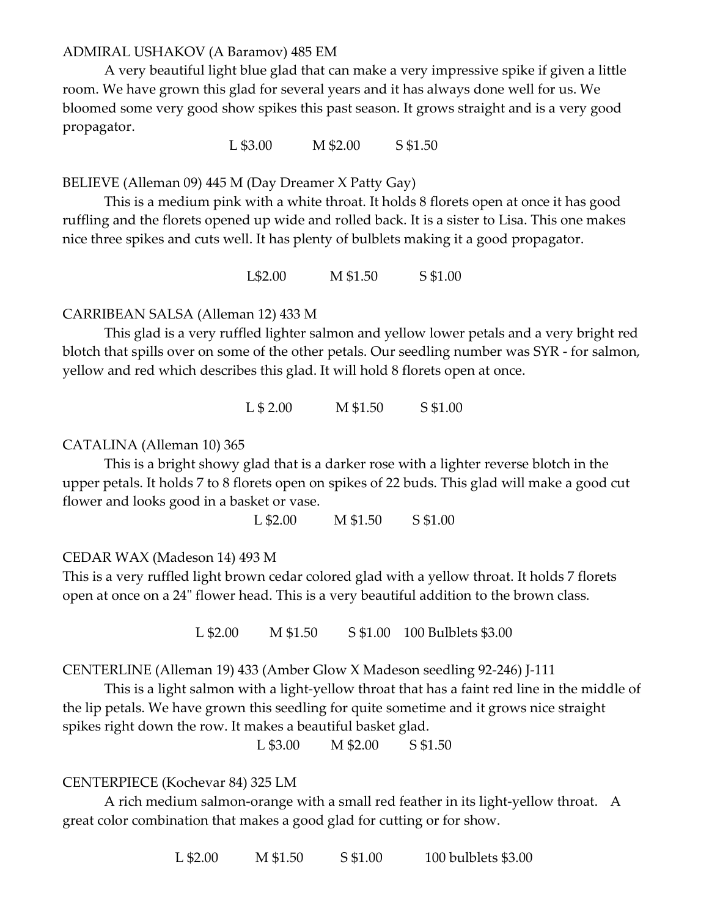ADMIRAL USHAKOV (A Baramov) 485 EM

A very beautiful light blue glad that can make a very impressive spike if given a little room. We have grown this glad for several years and it has always done well for us. We bloomed some very good show spikes this past season. It grows straight and is a very good propagator.

L $3.00 M $2.00 S $1.50

BELIEVE (Alleman 09) 445 M (Day Dreamer X Patty Gay)

This is a medium pink with a white throat. It holds 8 florets open at once it has good ruffling and the florets opened up wide and rolled back. It is a sister to Lisa. This one makes nice three spikes and cuts well. It has plenty of bulblets making it a good propagator.

L$2.00 M $1.50 S $1.00

CARRIBEAN SALSA (Alleman 12) 433 M

This glad is a very ruffled lighter salmon and yellow lower petals and a very bright red blotch that spills over on some of the other petals. Our seedling number was SYR - for salmon, yellow and red which describes this glad. It will hold 8 florets open at once.

L $ 2.00 M $1.50 S $1.00

CATALINA (Alleman 10) 365

This is a bright showy glad that is a darker rose with a lighter reverse blotch in the upper petals. It holds 7 to 8 florets open on spikes of 22 buds. This glad will make a good cut flower and looks good in a basket or vase.

L $2.00 M $1.50 S $1.00

CEDAR WAX (Madeson 14) 493 M

This is a very ruffled light brown cedar colored glad with a yellow throat. It holds 7 florets open at once on a 24" flower head. This is a very beautiful addition to the brown class.

L $2.00 M $1.50 S $1.00 100 Bulblets $3.00

CENTERLINE (Alleman 19) 433 (Amber Glow X Madeson seedling 92-246) J-111

This is a light salmon with a light-yellow throat that has a faint red line in the middle of the lip petals. We have grown this seedling for quite sometime and it grows nice straight spikes right down the row. It makes a beautiful basket glad.

L $3.00 M $2.00 S $1.50

CENTERPIECE (Kochevar 84) 325 LM

A rich medium salmon-orange with a small red feather in its light-yellow throat. A great color combination that makes a good glad for cutting or for show.

L $2.00 M $1.50 S $1.00 100 bulblets $3.00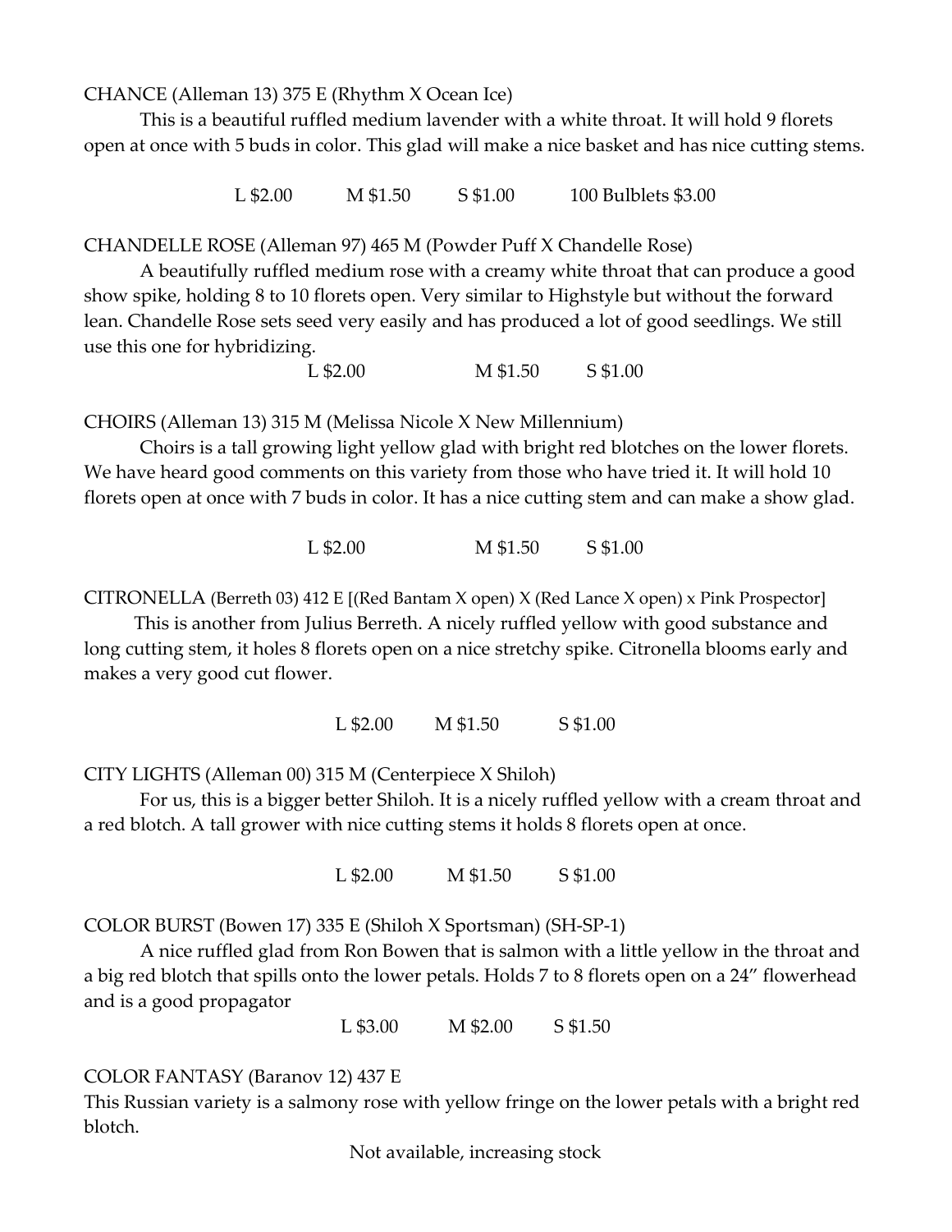CHANCE (Alleman 13) 375 E (Rhythm X Ocean Ice)

This is a beautiful ruffled medium lavender with a white throat. It will hold 9 florets open at once with 5 buds in color. This glad will make a nice basket and has nice cutting stems.

L $2.00 M $1.50 S $1.00 100 Bulblets $3.00

CHANDELLE ROSE (Alleman 97) 465 M (Powder Puff X Chandelle Rose)

A beautifully ruffled medium rose with a creamy white throat that can produce a good show spike, holding 8 to 10 florets open. Very similar to Highstyle but without the forward lean. Chandelle Rose sets seed very easily and has produced a lot of good seedlings. We still use this one for hybridizing.

L $2.00 M $1.50 S $1.00

CHOIRS (Alleman 13) 315 M (Melissa Nicole X New Millennium)

Choirs is a tall growing light yellow glad with bright red blotches on the lower florets. We have heard good comments on this variety from those who have tried it. It will hold 10 florets open at once with 7 buds in color. It has a nice cutting stem and can make a show glad.

L $2.00 M $1.50 S $1.00

CITRONELLA (Berreth 03) 412 E [(Red Bantam X open) X (Red Lance X open) x Pink Prospector]

This is another from Julius Berreth. A nicely ruffled yellow with good substance and long cutting stem, it holes 8 florets open on a nice stretchy spike. Citronella blooms early and makes a very good cut flower.

L $2.00 M $1.50 S $1.00

CITY LIGHTS (Alleman 00) 315 M (Centerpiece X Shiloh)

For us, this is a bigger better Shiloh. It is a nicely ruffled yellow with a cream throat and a red blotch. A tall grower with nice cutting stems it holds 8 florets open at once.

L $2.00 M $1.50 S $1.00

COLOR BURST (Bowen 17) 335 E (Shiloh X Sportsman) (SH-SP-1)

A nice ruffled glad from Ron Bowen that is salmon with a little yellow in the throat and a big red blotch that spills onto the lower petals. Holds 7 to 8 florets open on a 24" flowerhead and is a good propagator

L $3.00 M $2.00 S $1.50

COLOR FANTASY (Baranov 12) 437 E

This Russian variety is a salmony rose with yellow fringe on the lower petals with a bright red blotch.

Not available, increasing stock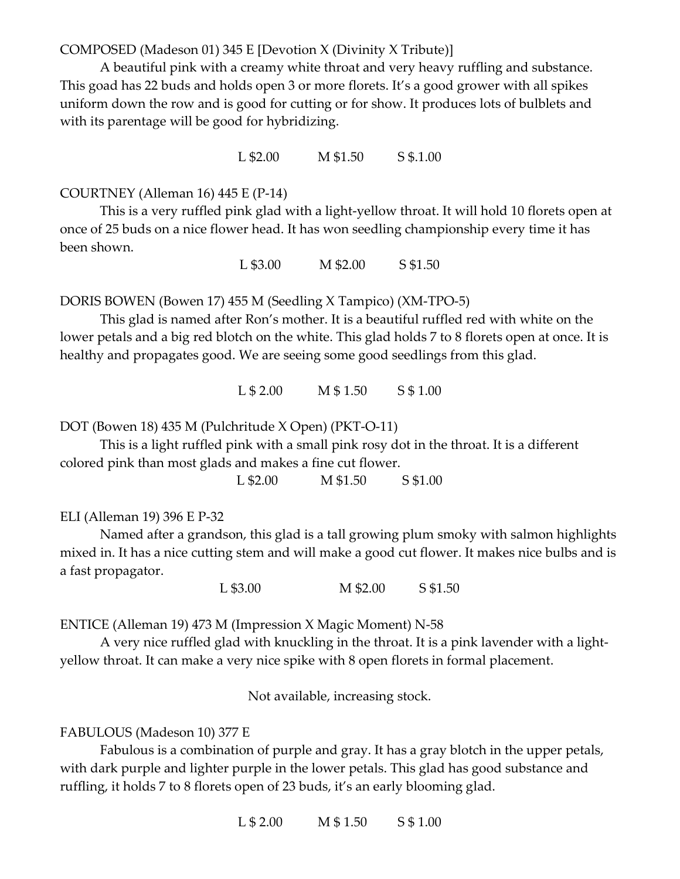COMPOSED (Madeson 01) 345 E [Devotion X (Divinity X Tribute)]

A beautiful pink with a creamy white throat and very heavy ruffling and substance. This goad has 22 buds and holds open 3 or more florets. It's a good grower with all spikes uniform down the row and is good for cutting or for show. It produces lots of bulblets and with its parentage will be good for hybridizing.

L $2.00 M $1.50 S $.1.00

COURTNEY (Alleman 16) 445 E (P-14)

This is a very ruffled pink glad with a light-yellow throat. It will hold 10 florets open at once of 25 buds on a nice flower head. It has won seedling championship every time it has been shown.

L $3.00 M $2.00 S $1.50

DORIS BOWEN (Bowen 17) 455 M (Seedling X Tampico) (XM-TPO-5)

This glad is named after Ron's mother. It is a beautiful ruffled red with white on the lower petals and a big red blotch on the white. This glad holds 7 to 8 florets open at once. It is healthy and propagates good. We are seeing some good seedlings from this glad.

L $ 2.00 M $ 1.50 S $ 1.00

DOT (Bowen 18) 435 M (Pulchritude X Open) (PKT-O-11)

This is a light ruffled pink with a small pink rosy dot in the throat. It is a different colored pink than most glads and makes a fine cut flower.

L $2.00 M $1.50 S $1.00

ELI (Alleman 19) 396 E P-32

Named after a grandson, this glad is a tall growing plum smoky with salmon highlights mixed in. It has a nice cutting stem and will make a good cut flower. It makes nice bulbs and is a fast propagator.

L $3.00 M $2.00 S $1.50

ENTICE (Alleman 19) 473 M (Impression X Magic Moment) N-58

A very nice ruffled glad with knuckling in the throat. It is a pink lavender with a light-yellow throat. It can make a very nice spike with 8 open florets in formal placement.

Not available, increasing stock.

FABULOUS (Madeson 10) 377 E

Fabulous is a combination of purple and gray. It has a gray blotch in the upper petals, with dark purple and lighter purple in the lower petals. This glad has good substance and ruffling, it holds 7 to 8 florets open of 23 buds, it's an early blooming glad.

L $ 2.00 M $ 1.50 S $ 1.00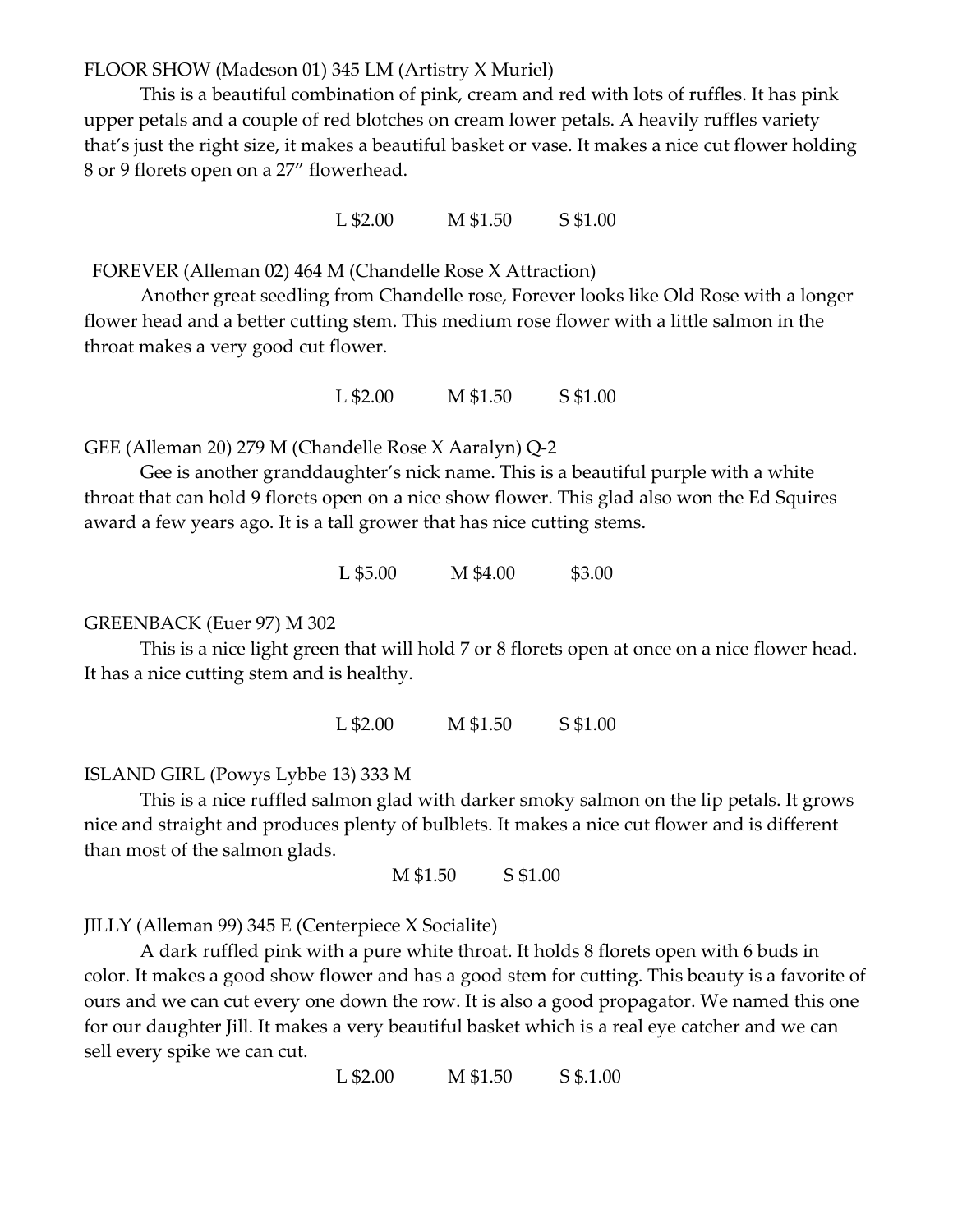FLOOR SHOW (Madeson 01) 345 LM (Artistry X Muriel)

This is a beautiful combination of pink, cream and red with lots of ruffles. It has pink upper petals and a couple of red blotches on cream lower petals. A heavily ruffles variety that's just the right size, it makes a beautiful basket or vase. It makes a nice cut flower holding 8 or 9 florets open on a 27" flowerhead.

L $2.00 M $1.50 S $1.00

FOREVER (Alleman 02) 464 M (Chandelle Rose X Attraction)

Another great seedling from Chandelle rose, Forever looks like Old Rose with a longer flower head and a better cutting stem. This medium rose flower with a little salmon in the throat makes a very good cut flower.

L $2.00 M $1.50 S $1.00

GEE (Alleman 20) 279 M (Chandelle Rose X Aaralyn) Q-2

Gee is another granddaughter's nick name. This is a beautiful purple with a white throat that can hold 9 florets open on a nice show flower. This glad also won the Ed Squires award a few years ago. It is a tall grower that has nice cutting stems.

L $5.00 M $4.00 $3.00

GREENBACK (Euer 97) M 302

This is a nice light green that will hold 7 or 8 florets open at once on a nice flower head. It has a nice cutting stem and is healthy.

L $2.00 M $1.50 S $1.00

ISLAND GIRL (Powys Lybbe 13) 333 M

This is a nice ruffled salmon glad with darker smoky salmon on the lip petals. It grows nice and straight and produces plenty of bulblets. It makes a nice cut flower and is different than most of the salmon glads.

M $1.50 S $1.00

JILLY (Alleman 99) 345 E (Centerpiece X Socialite)

A dark ruffled pink with a pure white throat. It holds 8 florets open with 6 buds in color. It makes a good show flower and has a good stem for cutting. This beauty is a favorite of ours and we can cut every one down the row. It is also a good propagator. We named this one for our daughter Jill. It makes a very beautiful basket which is a real eye catcher and we can sell every spike we can cut.

L $2.00 M $1.50 S $.1.00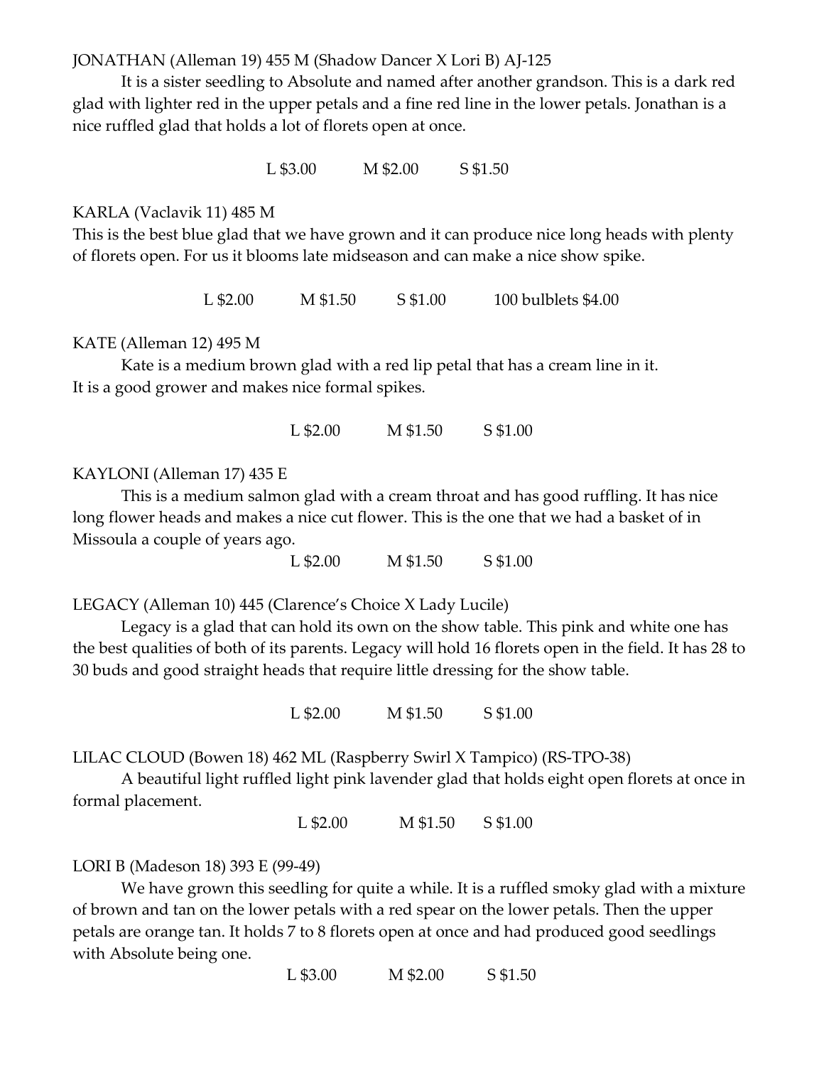JONATHAN (Alleman 19) 455 M (Shadow Dancer X Lori B) AJ-125

It is a sister seedling to Absolute and named after another grandson. This is a dark red glad with lighter red in the upper petals and a fine red line in the lower petals. Jonathan is a nice ruffled glad that holds a lot of florets open at once.

L $3.00 M $2.00 S $1.50

KARLA (Vaclavik 11) 485 M

This is the best blue glad that we have grown and it can produce nice long heads with plenty of florets open. For us it blooms late midseason and can make a nice show spike.

L $2.00 M $1.50 S $1.00 100 bulblets $4.00

KATE (Alleman 12) 495 M

Kate is a medium brown glad with a red lip petal that has a cream line in it. It is a good grower and makes nice formal spikes.

L $2.00 M $1.50 S $1.00

KAYLONI (Alleman 17) 435 E

This is a medium salmon glad with a cream throat and has good ruffling. It has nice long flower heads and makes a nice cut flower. This is the one that we had a basket of in Missoula a couple of years ago.

L $2.00 M $1.50 S $1.00

LEGACY (Alleman 10) 445 (Clarence's Choice X Lady Lucile)

Legacy is a glad that can hold its own on the show table. This pink and white one has the best qualities of both of its parents. Legacy will hold 16 florets open in the field. It has 28 to 30 buds and good straight heads that require little dressing for the show table.

L $2.00 M $1.50 S $1.00

LILAC CLOUD (Bowen 18) 462 ML (Raspberry Swirl X Tampico) (RS-TPO-38)

A beautiful light ruffled light pink lavender glad that holds eight open florets at once in formal placement.

L $2.00 M $1.50 S $1.00

LORI B (Madeson 18) 393 E (99-49)

We have grown this seedling for quite a while. It is a ruffled smoky glad with a mixture of brown and tan on the lower petals with a red spear on the lower petals. Then the upper petals are orange tan. It holds 7 to 8 florets open at once and had produced good seedlings with Absolute being one.

L $3.00 M $2.00 S $1.50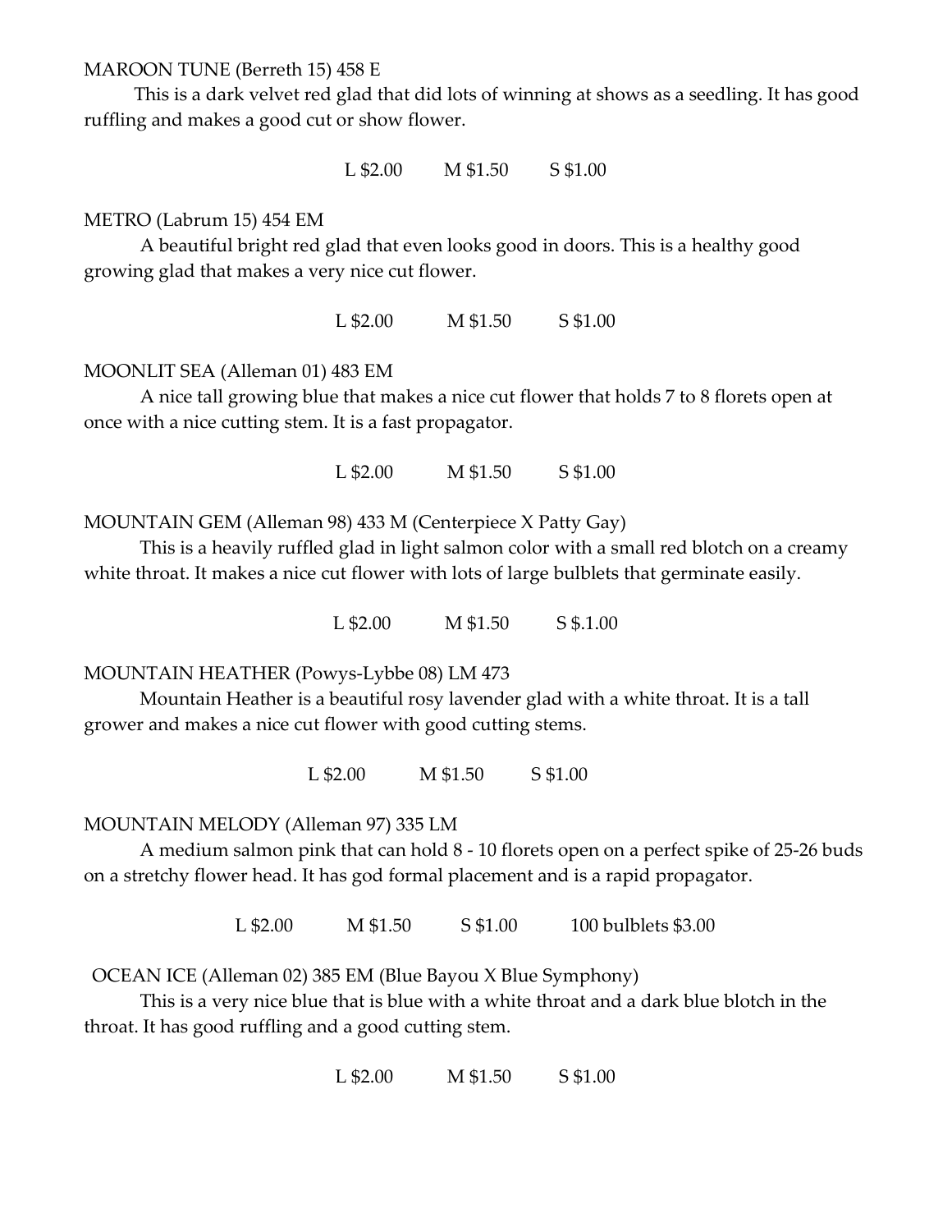MAROON TUNE (Berreth 15) 458 E

This is a dark velvet red glad that did lots of winning at shows as a seedling. It has good ruffling and makes a good cut or show flower.

L $2.00 M $1.50 S $1.00

METRO (Labrum 15) 454 EM

A beautiful bright red glad that even looks good in doors. This is a healthy good growing glad that makes a very nice cut flower.

L $2.00 M $1.50 S $1.00

MOONLIT SEA (Alleman 01) 483 EM

A nice tall growing blue that makes a nice cut flower that holds 7 to 8 florets open at once with a nice cutting stem. It is a fast propagator.

L $2.00 M $1.50 S $1.00

MOUNTAIN GEM (Alleman 98) 433 M (Centerpiece X Patty Gay)

This is a heavily ruffled glad in light salmon color with a small red blotch on a creamy white throat. It makes a nice cut flower with lots of large bulblets that germinate easily.

L $2.00 M $1.50 S $.1.00

MOUNTAIN HEATHER (Powys-Lybbe 08) LM 473

Mountain Heather is a beautiful rosy lavender glad with a white throat. It is a tall grower and makes a nice cut flower with good cutting stems.

L $2.00 M $1.50 S $1.00

MOUNTAIN MELODY (Alleman 97) 335 LM

A medium salmon pink that can hold 8 - 10 florets open on a perfect spike of 25-26 buds on a stretchy flower head. It has god formal placement and is a rapid propagator.

L $2.00 M $1.50 S $1.00 100 bulblets $3.00

OCEAN ICE (Alleman 02) 385 EM (Blue Bayou X Blue Symphony)

This is a very nice blue that is blue with a white throat and a dark blue blotch in the throat. It has good ruffling and a good cutting stem.

L $2.00 M $1.50 S $1.00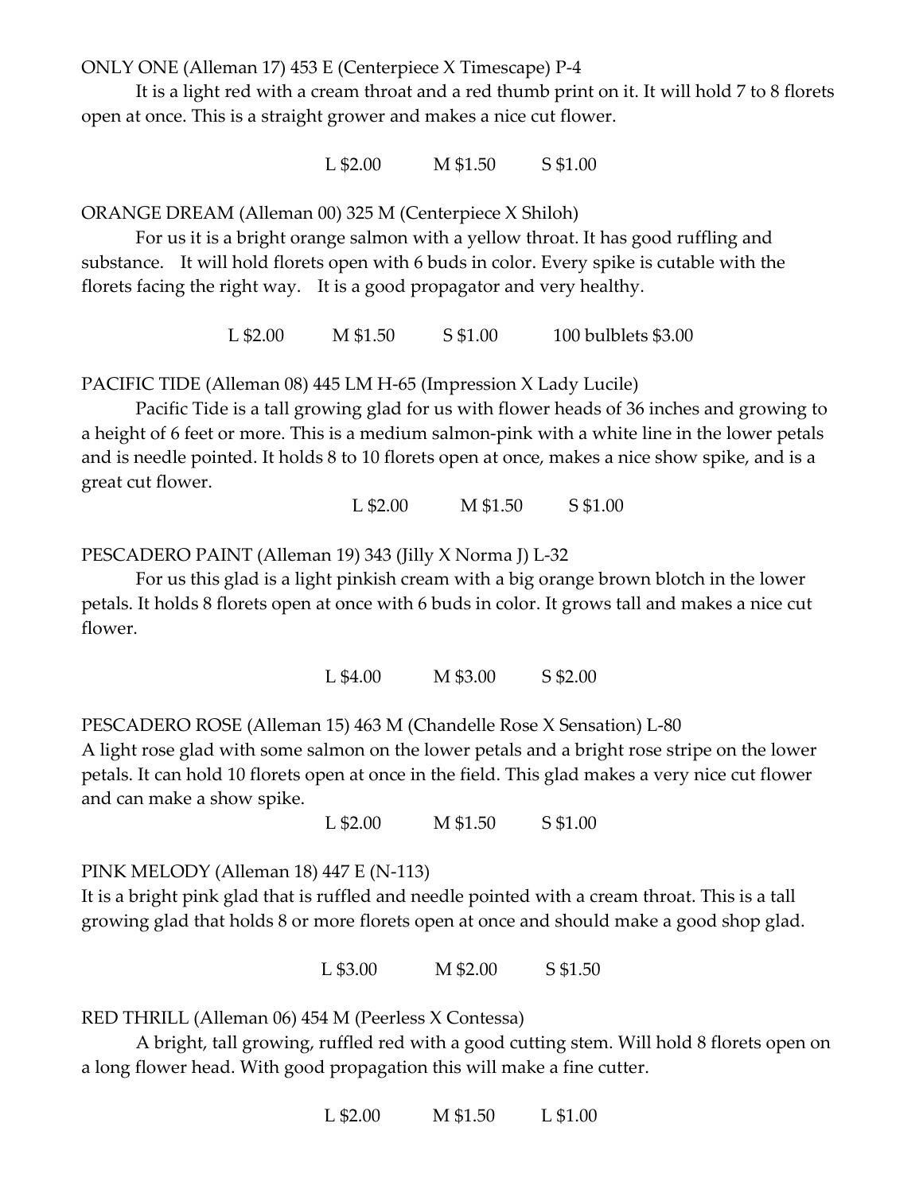ONLY ONE (Alleman 17) 453 E (Centerpiece X Timescape) P-4

It is a light red with a cream throat and a red thumb print on it. It will hold 7 to 8 florets open at once. This is a straight grower and makes a nice cut flower.

L $2.00 M $1.50 S $1.00

ORANGE DREAM (Alleman 00) 325 M (Centerpiece X Shiloh)

For us it is a bright orange salmon with a yellow throat. It has good ruffling and substance. It will hold florets open with 6 buds in color. Every spike is cutable with the florets facing the right way. It is a good propagator and very healthy.

L $2.00 M $1.50 S $1.00 100 bulblets $3.00

PACIFIC TIDE (Alleman 08) 445 LM H-65 (Impression X Lady Lucile)

Pacific Tide is a tall growing glad for us with flower heads of 36 inches and growing to a height of 6 feet or more. This is a medium salmon-pink with a white line in the lower petals and is needle pointed. It holds 8 to 10 florets open at once, makes a nice show spike, and is a great cut flower.

L $2.00 M $1.50 S $1.00

PESCADERO PAINT (Alleman 19) 343 (Jilly X Norma J) L-32

For us this glad is a light pinkish cream with a big orange brown blotch in the lower petals. It holds 8 florets open at once with 6 buds in color. It grows tall and makes a nice cut flower.

L $4.00 M $3.00 S $2.00

PESCADERO ROSE (Alleman 15) 463 M (Chandelle Rose X Sensation) L-80

A light rose glad with some salmon on the lower petals and a bright rose stripe on the lower petals. It can hold 10 florets open at once in the field. This glad makes a very nice cut flower and can make a show spike.

L $2.00 M $1.50 S $1.00

PINK MELODY (Alleman 18) 447 E (N-113)

It is a bright pink glad that is ruffled and needle pointed with a cream throat. This is a tall growing glad that holds 8 or more florets open at once and should make a good shop glad.

L $3.00 M $2.00 S $1.50

RED THRILL (Alleman 06) 454 M (Peerless X Contessa)

A bright, tall growing, ruffled red with a good cutting stem. Will hold 8 florets open on a long flower head. With good propagation this will make a fine cutter.

L $2.00 M $1.50 L $1.00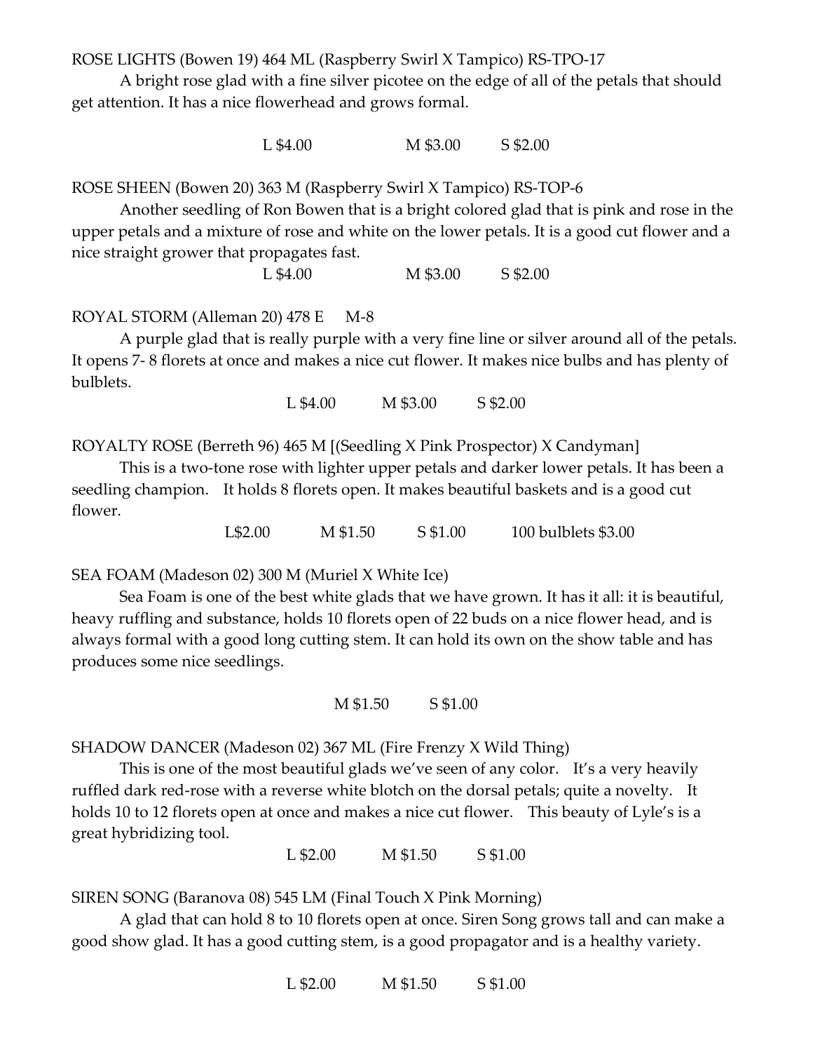ROSE LIGHTS (Bowen 19) 464 ML (Raspberry Swirl X Tampico) RS-TPO-17

A bright rose glad with a fine silver picotee on the edge of all of the petals that should get attention. It has a nice flowerhead and grows formal.

L $4.00 M $3.00 S $2.00

ROSE SHEEN (Bowen 20) 363 M (Raspberry Swirl X Tampico) RS-TOP-6

Another seedling of Ron Bowen that is a bright colored glad that is pink and rose in the upper petals and a mixture of rose and white on the lower petals. It is a good cut flower and a nice straight grower that propagates fast.

L $4.00 M $3.00 S $2.00

ROYAL STORM (Alleman 20) 478 E M-8

A purple glad that is really purple with a very fine line or silver around all of the petals. It opens 7- 8 florets at once and makes a nice cut flower. It makes nice bulbs and has plenty of bulblets.

L $4.00 M $3.00 S $2.00

ROYALTY ROSE (Berreth 96) 465 M [(Seedling X Pink Prospector) X Candyman]

This is a two-tone rose with lighter upper petals and darker lower petals. It has been a seedling champion. It holds 8 florets open. It makes beautiful baskets and is a good cut flower.

L$2.00 M $1.50 S $1.00 100 bulblets $3.00

SEA FOAM (Madeson 02) 300 M (Muriel X White Ice)

Sea Foam is one of the best white glads that we have grown. It has it all: it is beautiful, heavy ruffling and substance, holds 10 florets open of 22 buds on a nice flower head, and is always formal with a good long cutting stem. It can hold its own on the show table and has produces some nice seedlings.

M $1.50 S $1.00

SHADOW DANCER (Madeson 02) 367 ML (Fire Frenzy X Wild Thing)

This is one of the most beautiful glads we've seen of any color. It's a very heavily ruffled dark red-rose with a reverse white blotch on the dorsal petals; quite a novelty. It holds 10 to 12 florets open at once and makes a nice cut flower. This beauty of Lyle's is a great hybridizing tool.

L $2.00 M $1.50 S $1.00

SIREN SONG (Baranova 08) 545 LM (Final Touch X Pink Morning)

A glad that can hold 8 to 10 florets open at once. Siren Song grows tall and can make a good show glad. It has a good cutting stem, is a good propagator and is a healthy variety.

L $2.00 M $1.50 S $1.00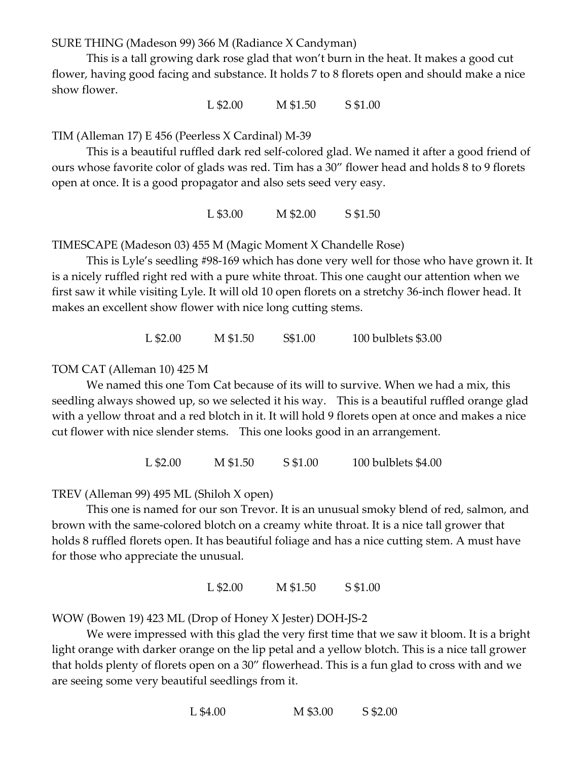SURE THING (Madeson 99) 366 M (Radiance X Candyman)

This is a tall growing dark rose glad that won't burn in the heat. It makes a good cut flower, having good facing and substance. It holds 7 to 8 florets open and should make a nice show flower.

L $2.00 M $1.50 S $1.00

TIM (Alleman 17) E 456 (Peerless X Cardinal) M-39

This is a beautiful ruffled dark red self-colored glad. We named it after a good friend of ours whose favorite color of glads was red. Tim has a 30" flower head and holds 8 to 9 florets open at once. It is a good propagator and also sets seed very easy.

L $3.00 M $2.00 S $1.50

TIMESCAPE (Madeson 03) 455 M (Magic Moment X Chandelle Rose)

This is Lyle's seedling #98-169 which has done very well for those who have grown it. It is a nicely ruffled right red with a pure white throat. This one caught our attention when we first saw it while visiting Lyle. It will old 10 open florets on a stretchy 36-inch flower head. It makes an excellent show flower with nice long cutting stems.

L $2.00 M $1.50 S$1.00 100 bulblets $3.00

TOM CAT (Alleman 10) 425 M

We named this one Tom Cat because of its will to survive. When we had a mix, this seedling always showed up, so we selected it his way. This is a beautiful ruffled orange glad with a yellow throat and a red blotch in it. It will hold 9 florets open at once and makes a nice cut flower with nice slender stems. This one looks good in an arrangement.

L $2.00 M $1.50 S $1.00 100 bulblets $4.00

TREV (Alleman 99) 495 ML (Shiloh X open)

This one is named for our son Trevor. It is an unusual smoky blend of red, salmon, and brown with the same-colored blotch on a creamy white throat. It is a nice tall grower that holds 8 ruffled florets open. It has beautiful foliage and has a nice cutting stem. A must have for those who appreciate the unusual.

L $2.00 M $1.50 S $1.00

WOW (Bowen 19) 423 ML (Drop of Honey X Jester) DOH-JS-2

We were impressed with this glad the very first time that we saw it bloom. It is a bright light orange with darker orange on the lip petal and a yellow blotch. This is a nice tall grower that holds plenty of florets open on a 30" flowerhead. This is a fun glad to cross with and we are seeing some very beautiful seedlings from it.

L $4.00 M $3.00 S $2.00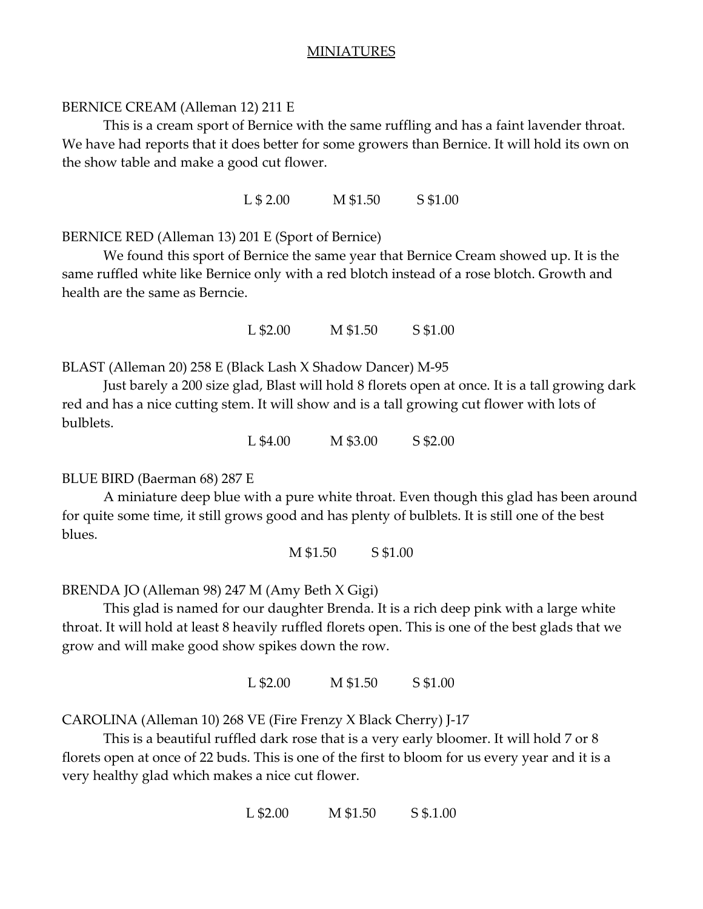## MINIATURES

BERNICE CREAM (Alleman 12) 211 E

This is a cream sport of Bernice with the same ruffling and has a faint lavender throat. We have had reports that it does better for some growers than Bernice. It will hold its own on the show table and make a good cut flower.

L $ 2.00 M $1.50 S $1.00

BERNICE RED (Alleman 13) 201 E (Sport of Bernice)

We found this sport of Bernice the same year that Bernice Cream showed up. It is the same ruffled white like Bernice only with a red blotch instead of a rose blotch. Growth and health are the same as Berncie.

L $2.00 M $1.50 S $1.00

BLAST (Alleman 20) 258 E (Black Lash X Shadow Dancer) M-95

Just barely a 200 size glad, Blast will hold 8 florets open at once. It is a tall growing dark red and has a nice cutting stem. It will show and is a tall growing cut flower with lots of bulblets.

L $4.00 M $3.00 S $2.00

BLUE BIRD (Baerman 68) 287 E

A miniature deep blue with a pure white throat. Even though this glad has been around for quite some time, it still grows good and has plenty of bulblets. It is still one of the best blues.

M $1.50 S $1.00

BRENDA JO (Alleman 98) 247 M (Amy Beth X Gigi)

This glad is named for our daughter Brenda. It is a rich deep pink with a large white throat. It will hold at least 8 heavily ruffled florets open. This is one of the best glads that we grow and will make good show spikes down the row.

L $2.00 M $1.50 S $1.00

CAROLINA (Alleman 10) 268 VE (Fire Frenzy X Black Cherry) J-17

This is a beautiful ruffled dark rose that is a very early bloomer. It will hold 7 or 8 florets open at once of 22 buds. This is one of the first to bloom for us every year and it is a very healthy glad which makes a nice cut flower.

L $2.00 M $1.50 S $.1.00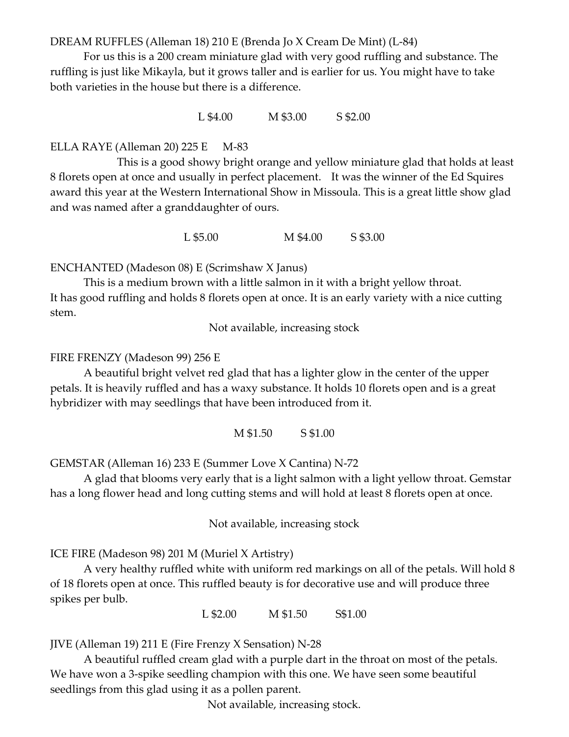DREAM RUFFLES (Alleman 18) 210 E (Brenda Jo X Cream De Mint) (L-84)

For us this is a 200 cream miniature glad with very good ruffling and substance. The ruffling is just like Mikayla, but it grows taller and is earlier for us. You might have to take both varieties in the house but there is a difference.

L $4.00 M $3.00 S $2.00

ELLA RAYE (Alleman 20) 225 E M-83

This is a good showy bright orange and yellow miniature glad that holds at least 8 florets open at once and usually in perfect placement. It was the winner of the Ed Squires award this year at the Western International Show in Missoula. This is a great little show glad and was named after a granddaughter of ours.

L $5.00 M $4.00 S $3.00

ENCHANTED (Madeson 08) E (Scrimshaw X Janus)

This is a medium brown with a little salmon in it with a bright yellow throat. It has good ruffling and holds 8 florets open at once. It is an early variety with a nice cutting stem.

Not available, increasing stock

FIRE FRENZY (Madeson 99) 256 E

A beautiful bright velvet red glad that has a lighter glow in the center of the upper petals. It is heavily ruffled and has a waxy substance. It holds 10 florets open and is a great hybridizer with may seedlings that have been introduced from it.

M $1.50 S $1.00

GEMSTAR (Alleman 16) 233 E (Summer Love X Cantina) N-72

A glad that blooms very early that is a light salmon with a light yellow throat. Gemstar has a long flower head and long cutting stems and will hold at least 8 florets open at once.

Not available, increasing stock

ICE FIRE (Madeson 98) 201 M (Muriel X Artistry)

A very healthy ruffled white with uniform red markings on all of the petals. Will hold 8 of 18 florets open at once. This ruffled beauty is for decorative use and will produce three spikes per bulb.

L $2.00 M $1.50 S$1.00

JIVE (Alleman 19) 211 E (Fire Frenzy X Sensation) N-28

A beautiful ruffled cream glad with a purple dart in the throat on most of the petals. We have won a 3-spike seedling champion with this one. We have seen some beautiful seedlings from this glad using it as a pollen parent.

Not available, increasing stock.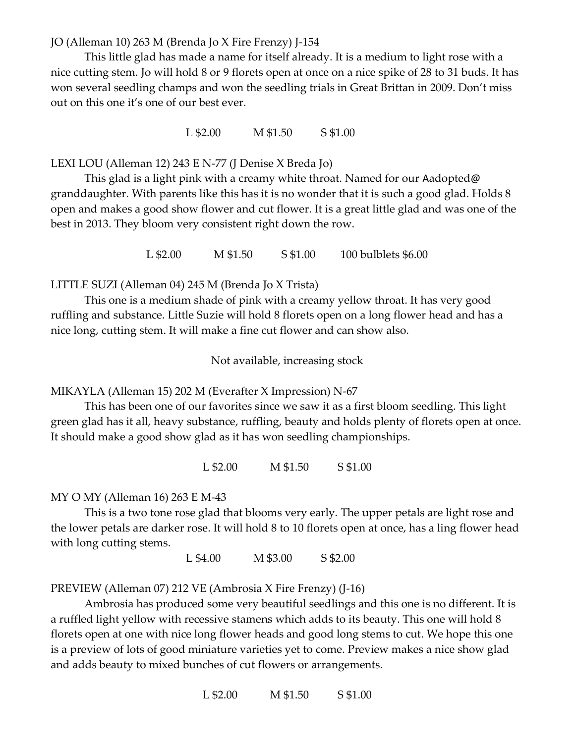JO (Alleman 10) 263 M (Brenda Jo X Fire Frenzy) J-154

This little glad has made a name for itself already. It is a medium to light rose with a nice cutting stem. Jo will hold 8 or 9 florets open at once on a nice spike of 28 to 31 buds. It has won several seedling champs and won the seedling trials in Great Brittan in 2009. Don't miss out on this one it's one of our best ever.

L $2.00 M $1.50 S $1.00

LEXI LOU (Alleman 12) 243 E N-77 (J Denise X Breda Jo)

This glad is a light pink with a creamy white throat. Named for our Aadopted@ granddaughter. With parents like this has it is no wonder that it is such a good glad. Holds 8 open and makes a good show flower and cut flower. It is a great little glad and was one of the best in 2013. They bloom very consistent right down the row.

L $2.00 M $1.50 S $1.00 100 bulblets $6.00

LITTLE SUZI (Alleman 04) 245 M (Brenda Jo X Trista)

This one is a medium shade of pink with a creamy yellow throat. It has very good ruffling and substance. Little Suzie will hold 8 florets open on a long flower head and has a nice long, cutting stem. It will make a fine cut flower and can show also.

Not available, increasing stock

MIKAYLA (Alleman 15) 202 M (Everafter X Impression) N-67

This has been one of our favorites since we saw it as a first bloom seedling. This light green glad has it all, heavy substance, ruffling, beauty and holds plenty of florets open at once. It should make a good show glad as it has won seedling championships.

L $2.00 M $1.50 S $1.00

MY O MY (Alleman 16) 263 E M-43

This is a two tone rose glad that blooms very early. The upper petals are light rose and the lower petals are darker rose. It will hold 8 to 10 florets open at once, has a ling flower head with long cutting stems.

L $4.00 M $3.00 S $2.00

PREVIEW (Alleman 07) 212 VE (Ambrosia X Fire Frenzy) (J-16)

Ambrosia has produced some very beautiful seedlings and this one is no different. It is a ruffled light yellow with recessive stamens which adds to its beauty. This one will hold 8 florets open at one with nice long flower heads and good long stems to cut. We hope this one is a preview of lots of good miniature varieties yet to come. Preview makes a nice show glad and adds beauty to mixed bunches of cut flowers or arrangements.

L $2.00 M $1.50 S $1.00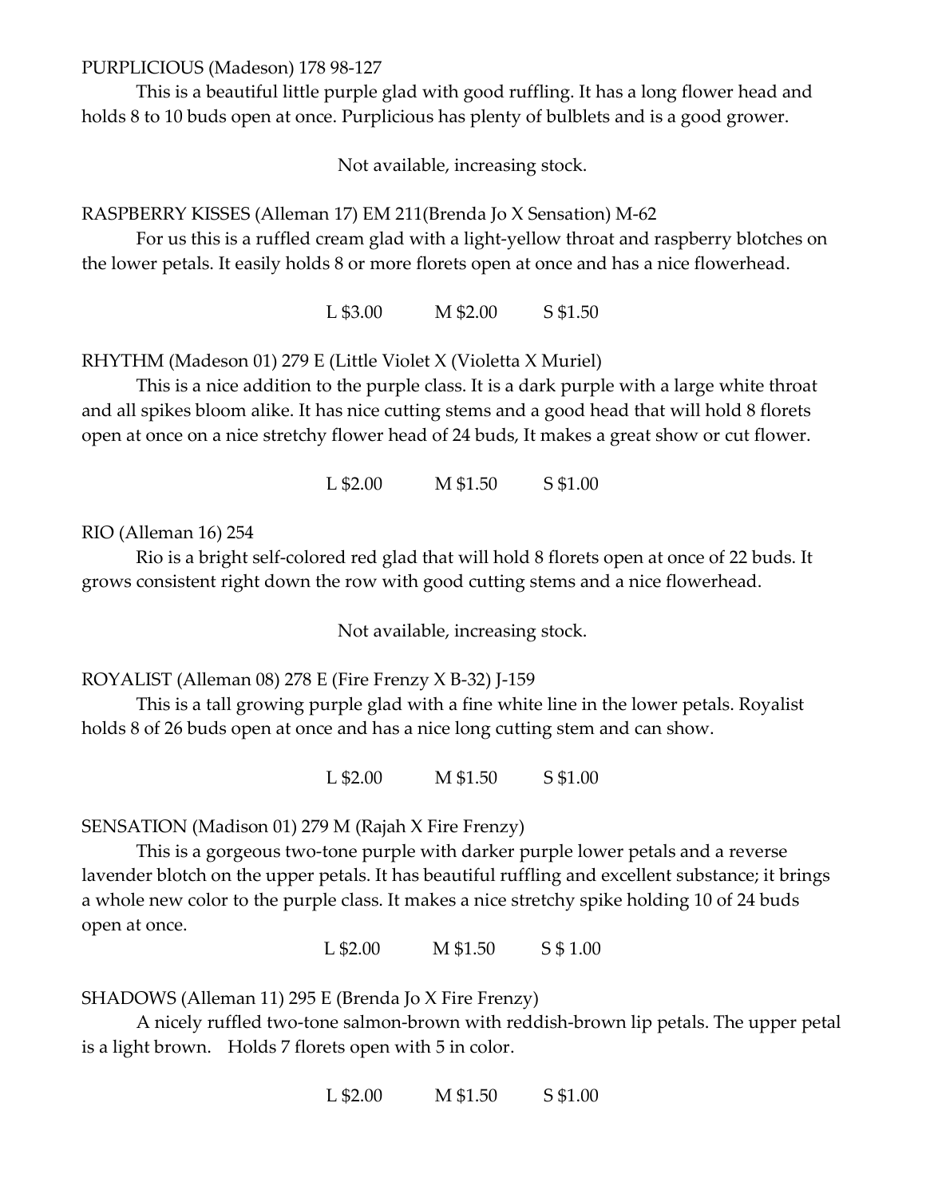PURPLICIOUS (Madeson) 178 98-127

This is a beautiful little purple glad with good ruffling. It has a long flower head and holds 8 to 10 buds open at once. Purplicious has plenty of bulblets and is a good grower.

Not available, increasing stock.

RASPBERRY KISSES (Alleman 17) EM 211(Brenda Jo X Sensation) M-62

For us this is a ruffled cream glad with a light-yellow throat and raspberry blotches on the lower petals. It easily holds 8 or more florets open at once and has a nice flowerhead.

L $3.00 M $2.00 S $1.50

RHYTHM (Madeson 01) 279 E (Little Violet X (Violetta X Muriel)

This is a nice addition to the purple class. It is a dark purple with a large white throat and all spikes bloom alike. It has nice cutting stems and a good head that will hold 8 florets open at once on a nice stretchy flower head of 24 buds, It makes a great show or cut flower.

L $2.00 M $1.50 S $1.00

RIO (Alleman 16) 254

Rio is a bright self-colored red glad that will hold 8 florets open at once of 22 buds. It grows consistent right down the row with good cutting stems and a nice flowerhead.

Not available, increasing stock.

ROYALIST (Alleman 08) 278 E (Fire Frenzy X B-32) J-159

This is a tall growing purple glad with a fine white line in the lower petals. Royalist holds 8 of 26 buds open at once and has a nice long cutting stem and can show.

L $2.00 M $1.50 S $1.00

SENSATION (Madison 01) 279 M (Rajah X Fire Frenzy)

This is a gorgeous two-tone purple with darker purple lower petals and a reverse lavender blotch on the upper petals. It has beautiful ruffling and excellent substance; it brings a whole new color to the purple class. It makes a nice stretchy spike holding 10 of 24 buds open at once.

L $2.00 M $1.50 S $ 1.00

SHADOWS (Alleman 11) 295 E (Brenda Jo X Fire Frenzy)

A nicely ruffled two-tone salmon-brown with reddish-brown lip petals. The upper petal is a light brown. Holds 7 florets open with 5 in color.

L $2.00 M $1.50 S $1.00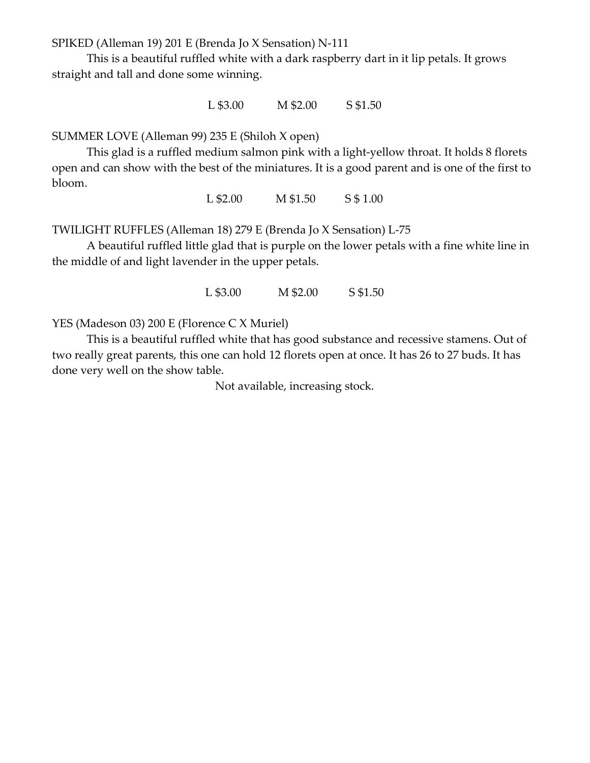SPIKED (Alleman 19) 201 E (Brenda Jo X Sensation) N-111

This is a beautiful ruffled white with a dark raspberry dart in it lip petals. It grows straight and tall and done some winning.

L $3.00 M $2.00 S $1.50

SUMMER LOVE (Alleman 99) 235 E (Shiloh X open)

This glad is a ruffled medium salmon pink with a light-yellow throat. It holds 8 florets open and can show with the best of the miniatures. It is a good parent and is one of the first to bloom.

L $2.00 M $1.50 S $ 1.00

TWILIGHT RUFFLES (Alleman 18) 279 E (Brenda Jo X Sensation) L-75

A beautiful ruffled little glad that is purple on the lower petals with a fine white line in the middle of and light lavender in the upper petals.

L $3.00 M $2.00 S $1.50

YES (Madeson 03) 200 E (Florence C X Muriel)

This is a beautiful ruffled white that has good substance and recessive stamens. Out of two really great parents, this one can hold 12 florets open at once. It has 26 to 27 buds. It has done very well on the show table.

Not available, increasing stock.